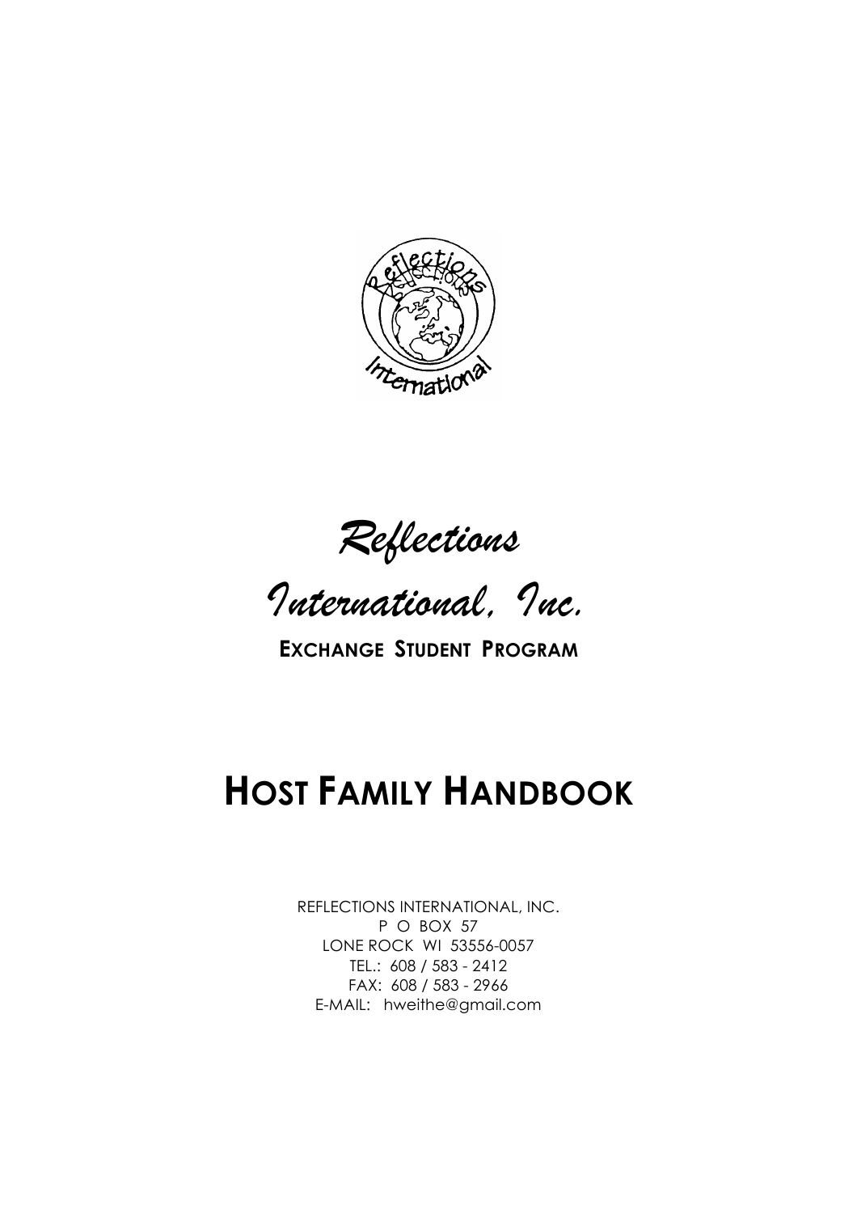# *Reflections International, Inc.*

**EXCHANGE STUDENT PROGRAM**

# HOST FAMILY HANDBOOK

REFLECTIONS INTERNATIONAL, INC.
P O BOX 57
LONE ROCK WI 53556-0057
TEL.: 608 / 583 - 2412
FAX: 608 / 583 - 2966
E-MAIL: hweithe@gmail.com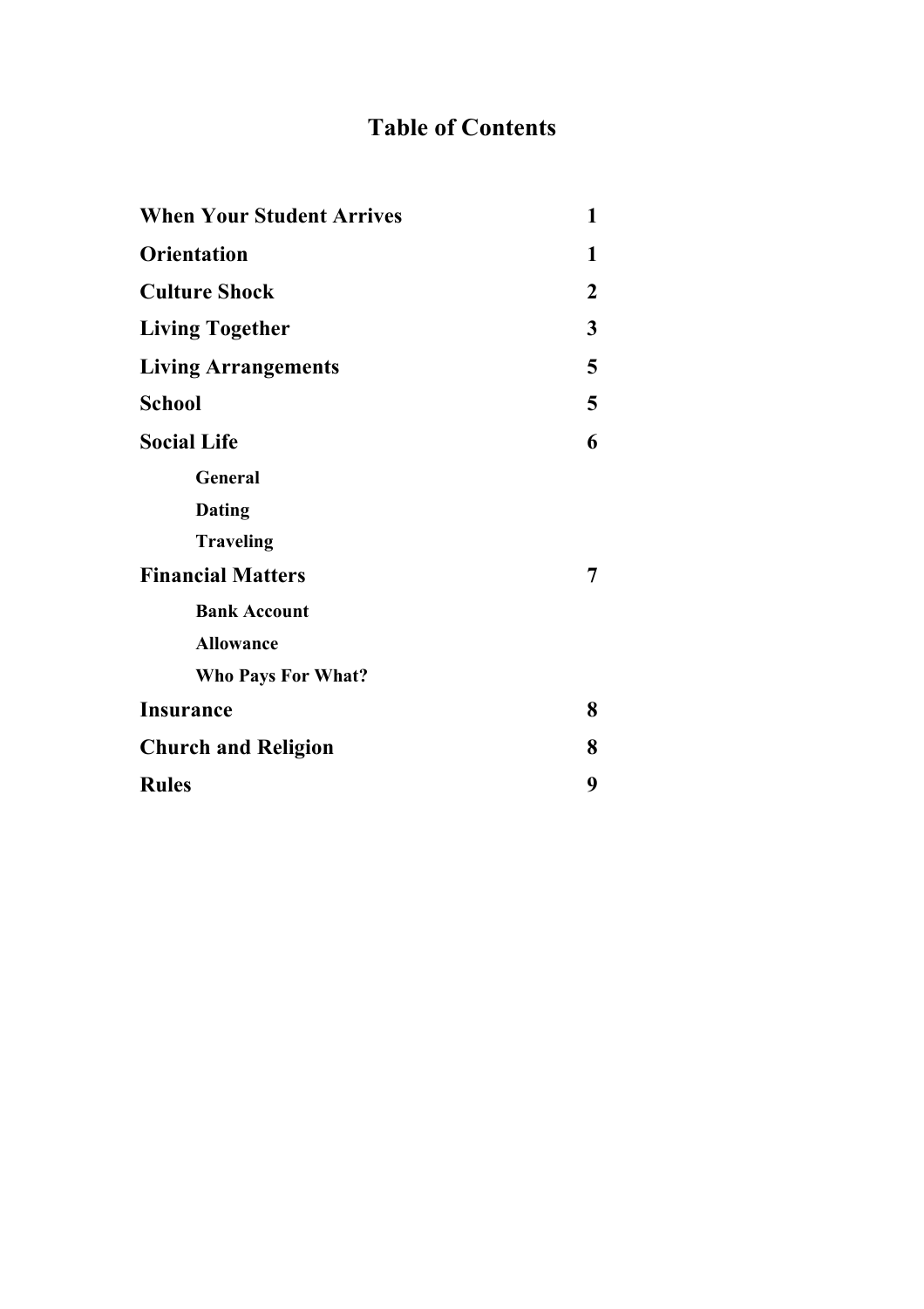# Table of Contents

| | |
|---|---|
| **When Your Student Arrives** | **1** |
| **Orientation** | **1** |
| **Culture Shock** | **2** |
| **Living Together** | **3** |
| **Living Arrangements** | **5** |
| **School** | **5** |
| **Social Life** | **6** |
| &nbsp;&nbsp;&nbsp;&nbsp;**General** | |
| &nbsp;&nbsp;&nbsp;&nbsp;**Dating** | |
| &nbsp;&nbsp;&nbsp;&nbsp;**Traveling** | |
| **Financial Matters** | **7** |
| &nbsp;&nbsp;&nbsp;&nbsp;**Bank Account** | |
| &nbsp;&nbsp;&nbsp;&nbsp;**Allowance** | |
| &nbsp;&nbsp;&nbsp;&nbsp;**Who Pays For What?** | |
| **Insurance** | **8** |
| **Church and Religion** | **8** |
| **Rules** | **9** |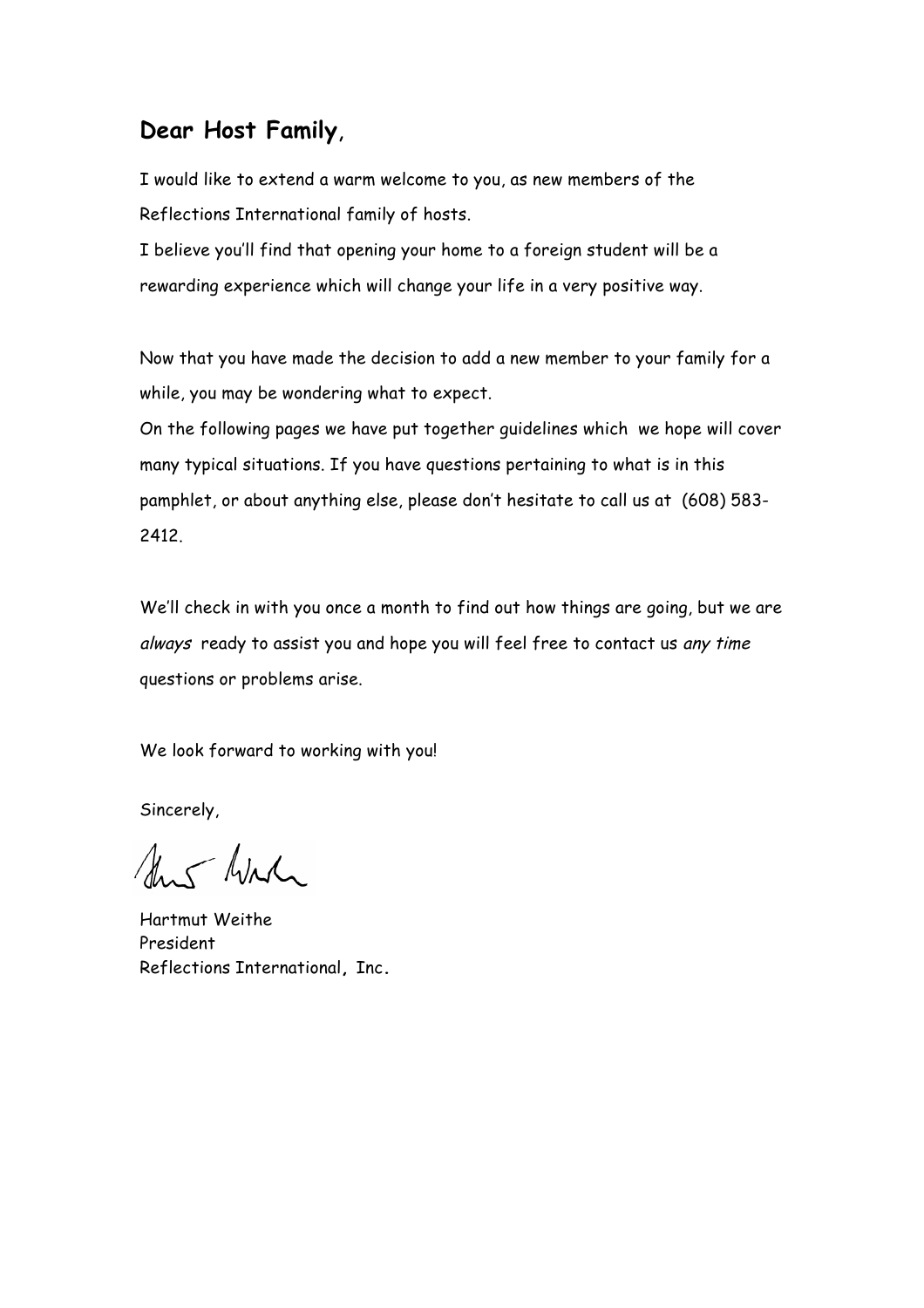**Dear Host Family,**

I would like to extend a warm welcome to you, as new members of the Reflections International family of hosts.
I believe you'll find that opening your home to a foreign student will be a rewarding experience which will change your life in a very positive way.

Now that you have made the decision to add a new member to your family for a while, you may be wondering what to expect.
On the following pages we have put together guidelines which we hope will cover many typical situations. If you have questions pertaining to what is in this pamphlet, or about anything else, please don't hesitate to call us at (608) 583-2412.

We'll check in with you once a month to find out how things are going, but we are *always* ready to assist you and hope you will feel free to contact us *any time* questions or problems arise.

We look forward to working with you!

Sincerely,

Hartmut Weithe
President
Reflections International, Inc.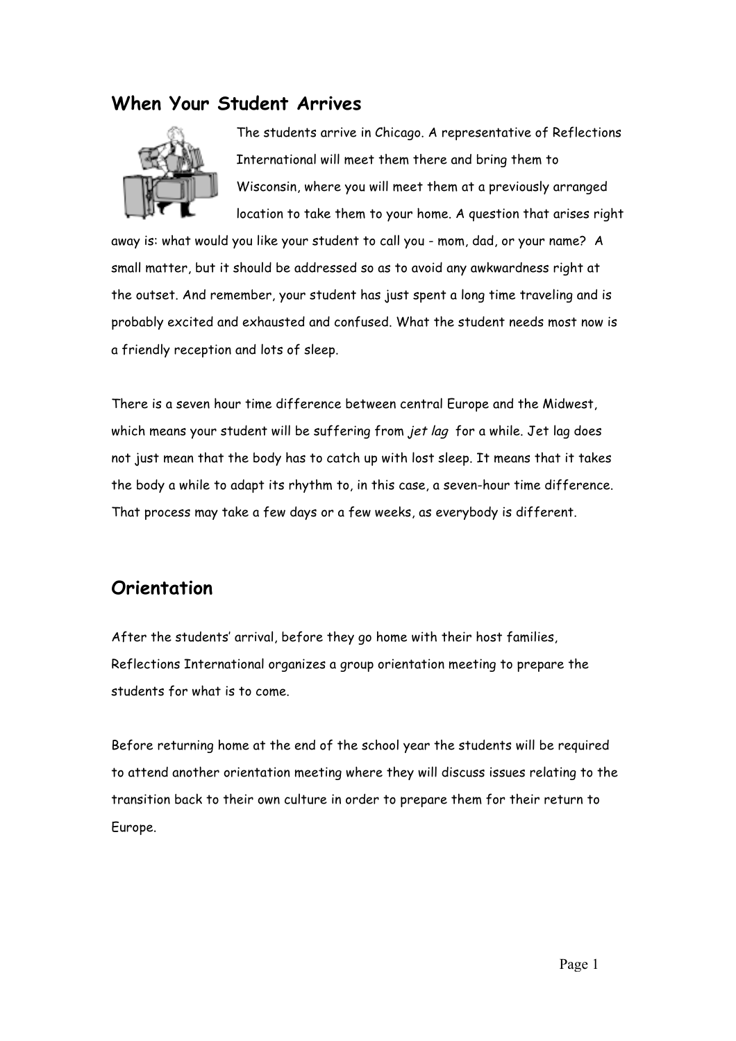## When Your Student Arrives

The students arrive in Chicago. A representative of Reflections International will meet them there and bring them to Wisconsin, where you will meet them at a previously arranged location to take them to your home. A question that arises right away is: what would you like your student to call you - mom, dad, or your name? A small matter, but it should be addressed so as to avoid any awkwardness right at the outset. And remember, your student has just spent a long time traveling and is probably excited and exhausted and confused. What the student needs most now is a friendly reception and lots of sleep.

There is a seven hour time difference between central Europe and the Midwest, which means your student will be suffering from *jet lag* for a while. Jet lag does not just mean that the body has to catch up with lost sleep. It means that it takes the body a while to adapt its rhythm to, in this case, a seven-hour time difference. That process may take a few days or a few weeks, as everybody is different.

## Orientation

After the students' arrival, before they go home with their host families, Reflections International organizes a group orientation meeting to prepare the students for what is to come.

Before returning home at the end of the school year the students will be required to attend another orientation meeting where they will discuss issues relating to the transition back to their own culture in order to prepare them for their return to Europe.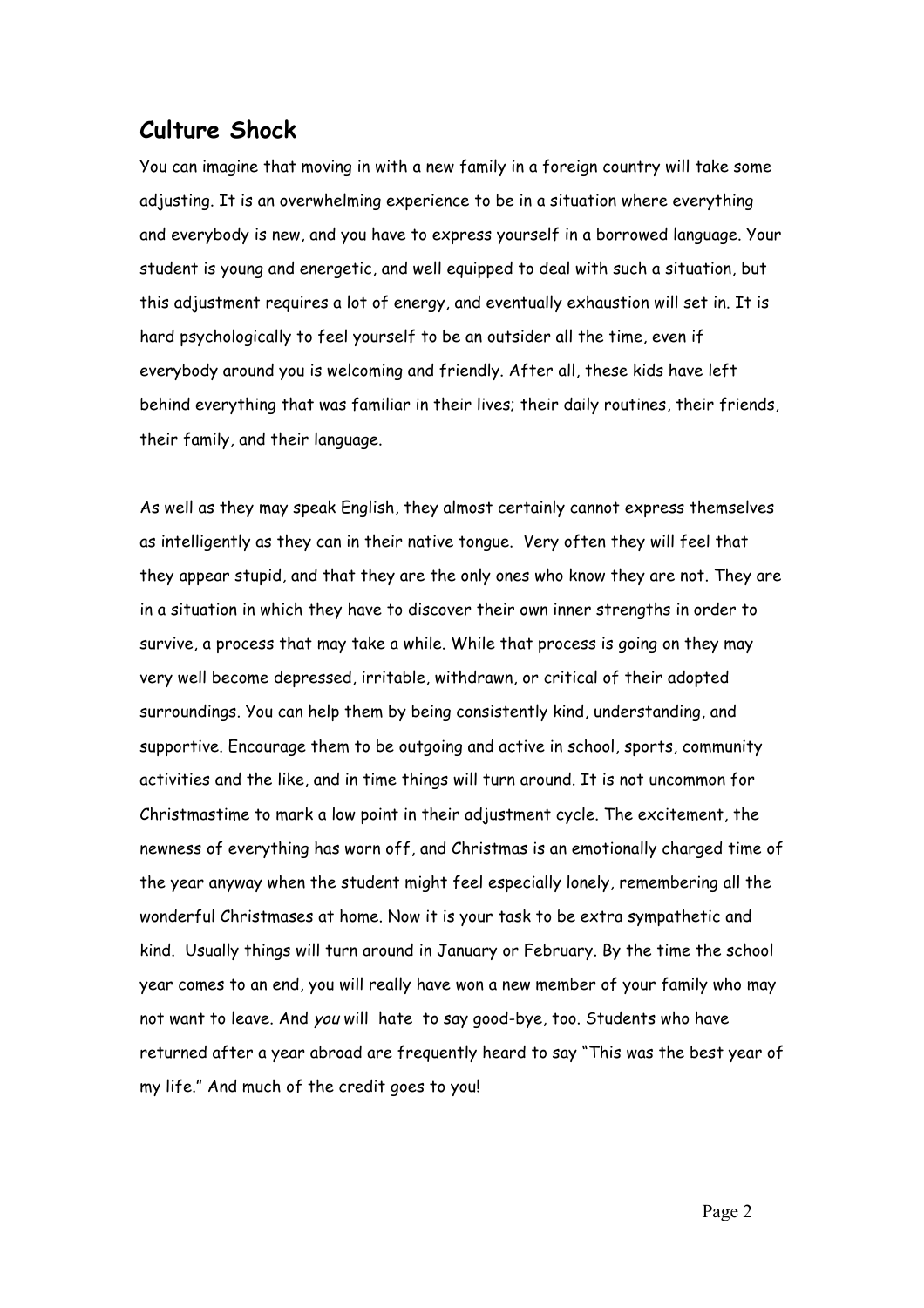## Culture Shock

You can imagine that moving in with a new family in a foreign country will take some adjusting. It is an overwhelming experience to be in a situation where everything and everybody is new, and you have to express yourself in a borrowed language. Your student is young and energetic, and well equipped to deal with such a situation, but this adjustment requires a lot of energy, and eventually exhaustion will set in. It is hard psychologically to feel yourself to be an outsider all the time, even if everybody around you is welcoming and friendly. After all, these kids have left behind everything that was familiar in their lives; their daily routines, their friends, their family, and their language.

As well as they may speak English, they almost certainly cannot express themselves as intelligently as they can in their native tongue. Very often they will feel that they appear stupid, and that they are the only ones who know they are not. They are in a situation in which they have to discover their own inner strengths in order to survive, a process that may take a while. While that process is going on they may very well become depressed, irritable, withdrawn, or critical of their adopted surroundings. You can help them by being consistently kind, understanding, and supportive. Encourage them to be outgoing and active in school, sports, community activities and the like, and in time things will turn around. It is not uncommon for Christmastime to mark a low point in their adjustment cycle. The excitement, the newness of everything has worn off, and Christmas is an emotionally charged time of the year anyway when the student might feel especially lonely, remembering all the wonderful Christmases at home. Now it is your task to be extra sympathetic and kind. Usually things will turn around in January or February. By the time the school year comes to an end, you will really have won a new member of your family who may not want to leave. And *you* will hate to say good-bye, too. Students who have returned after a year abroad are frequently heard to say "This was the best year of my life." And much of the credit goes to you!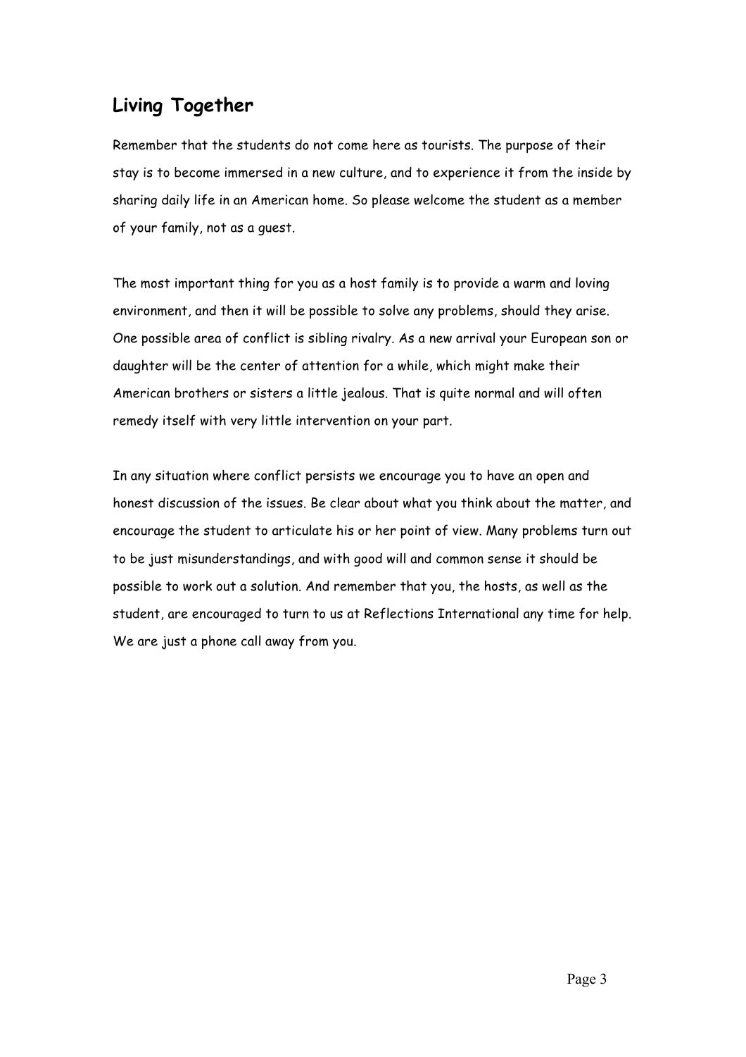## Living Together

Remember that the students do not come here as tourists. The purpose of their stay is to become immersed in a new culture, and to experience it from the inside by sharing daily life in an American home. So please welcome the student as a member of your family, not as a guest.

The most important thing for you as a host family is to provide a warm and loving environment, and then it will be possible to solve any problems, should they arise. One possible area of conflict is sibling rivalry. As a new arrival your European son or daughter will be the center of attention for a while, which might make their American brothers or sisters a little jealous. That is quite normal and will often remedy itself with very little intervention on your part.

In any situation where conflict persists we encourage you to have an open and honest discussion of the issues. Be clear about what you think about the matter, and encourage the student to articulate his or her point of view. Many problems turn out to be just misunderstandings, and with good will and common sense it should be possible to work out a solution. And remember that you, the hosts, as well as the student, are encouraged to turn to us at Reflections International any time for help. We are just a phone call away from you.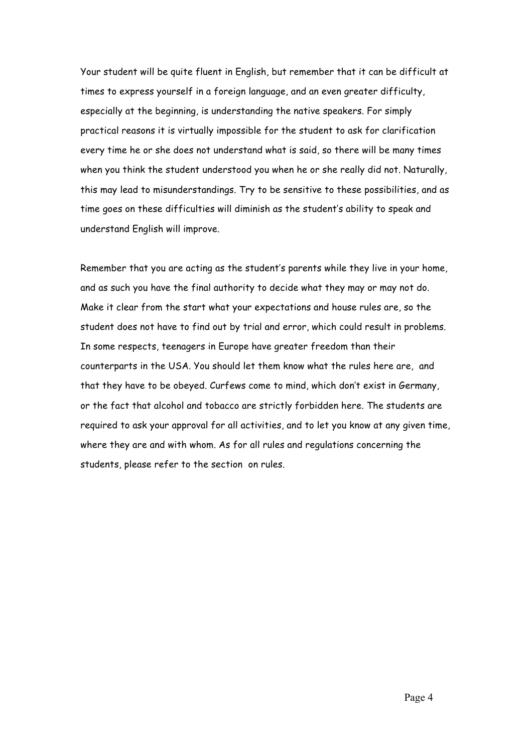Your student will be quite fluent in English, but remember that it can be difficult at times to express yourself in a foreign language, and an even greater difficulty, especially at the beginning, is understanding the native speakers. For simply practical reasons it is virtually impossible for the student to ask for clarification every time he or she does not understand what is said, so there will be many times when you think the student understood you when he or she really did not. Naturally, this may lead to misunderstandings. Try to be sensitive to these possibilities, and as time goes on these difficulties will diminish as the student's ability to speak and understand English will improve.

Remember that you are acting as the student's parents while they live in your home, and as such you have the final authority to decide what they may or may not do. Make it clear from the start what your expectations and house rules are, so the student does not have to find out by trial and error, which could result in problems. In some respects, teenagers in Europe have greater freedom than their counterparts in the USA. You should let them know what the rules here are, and that they have to be obeyed. Curfews come to mind, which don't exist in Germany, or the fact that alcohol and tobacco are strictly forbidden here. The students are required to ask your approval for all activities, and to let you know at any given time, where they are and with whom. As for all rules and regulations concerning the students, please refer to the section on rules.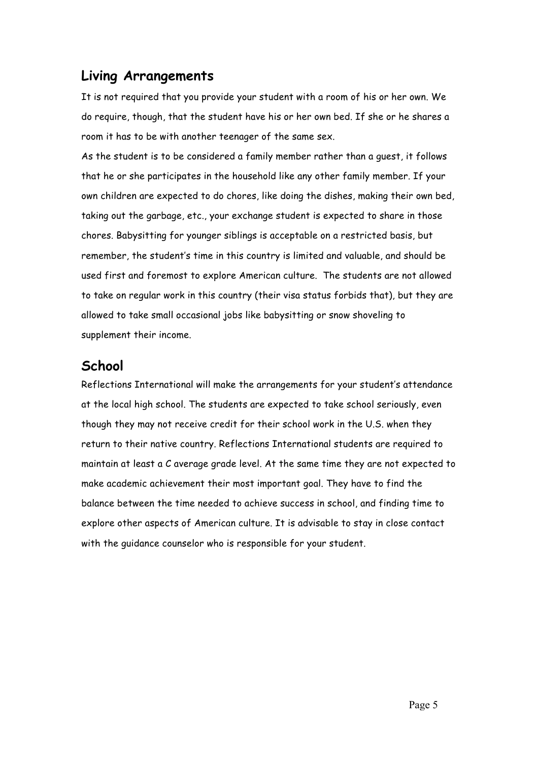## Living Arrangements

It is not required that you provide your student with a room of his or her own. We do require, though, that the student have his or her own bed. If she or he shares a room it has to be with another teenager of the same sex.

As the student is to be considered a family member rather than a guest, it follows that he or she participates in the household like any other family member. If your own children are expected to do chores, like doing the dishes, making their own bed, taking out the garbage, etc., your exchange student is expected to share in those chores. Babysitting for younger siblings is acceptable on a restricted basis, but remember, the student's time in this country is limited and valuable, and should be used first and foremost to explore American culture. The students are not allowed to take on regular work in this country (their visa status forbids that), but they are allowed to take small occasional jobs like babysitting or snow shoveling to supplement their income.

## School

Reflections International will make the arrangements for your student's attendance at the local high school. The students are expected to take school seriously, even though they may not receive credit for their school work in the U.S. when they return to their native country. Reflections International students are required to maintain at least a C average grade level. At the same time they are not expected to make academic achievement their most important goal. They have to find the balance between the time needed to achieve success in school, and finding time to explore other aspects of American culture. It is advisable to stay in close contact with the guidance counselor who is responsible for your student.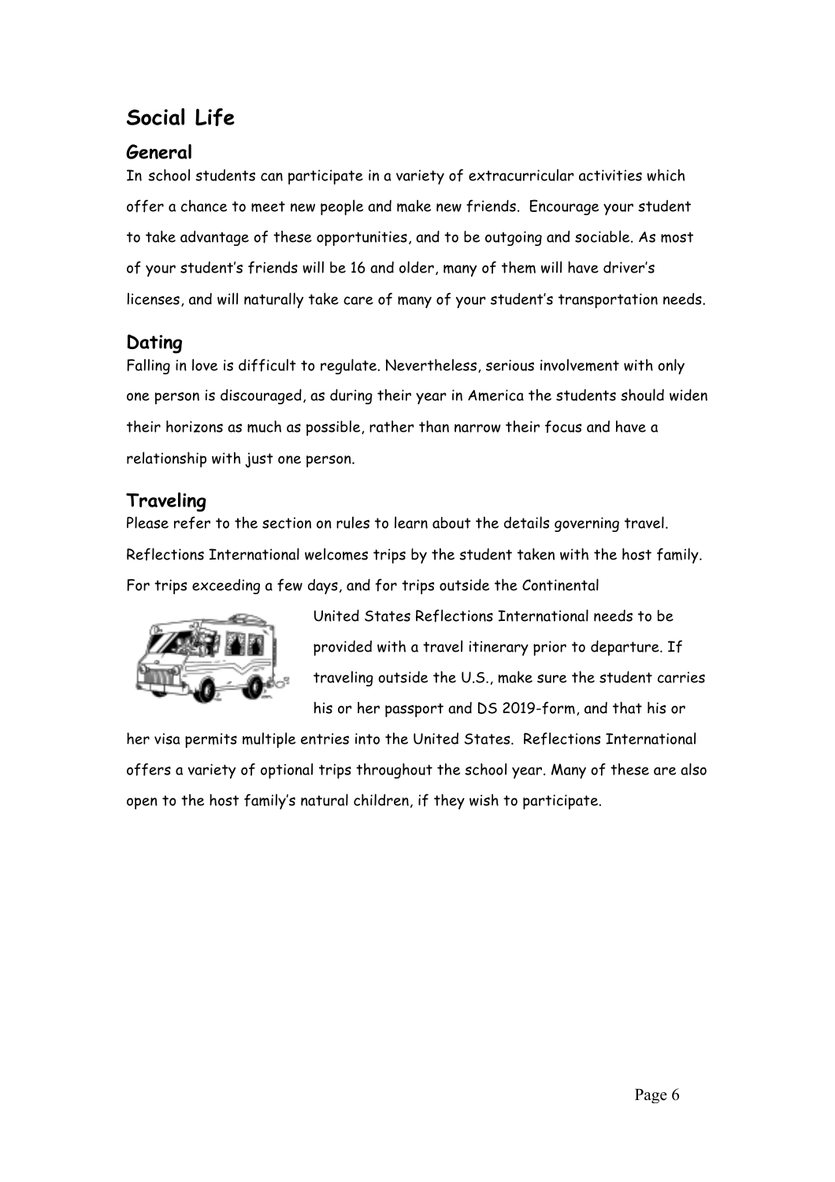# Social Life

## General

In school students can participate in a variety of extracurricular activities which offer a chance to meet new people and make new friends. Encourage your student to take advantage of these opportunities, and to be outgoing and sociable. As most of your student's friends will be 16 and older, many of them will have driver's licenses, and will naturally take care of many of your student's transportation needs.

## Dating

Falling in love is difficult to regulate. Nevertheless, serious involvement with only one person is discouraged, as during their year in America the students should widen their horizons as much as possible, rather than narrow their focus and have a relationship with just one person.

## Traveling

Please refer to the section on rules to learn about the details governing travel. Reflections International welcomes trips by the student taken with the host family. For trips exceeding a few days, and for trips outside the Continental United States Reflections International needs to be provided with a travel itinerary prior to departure. If traveling outside the U.S., make sure the student carries his or her passport and DS 2019-form, and that his or her visa permits multiple entries into the United States. Reflections International offers a variety of optional trips throughout the school year. Many of these are also open to the host family's natural children, if they wish to participate.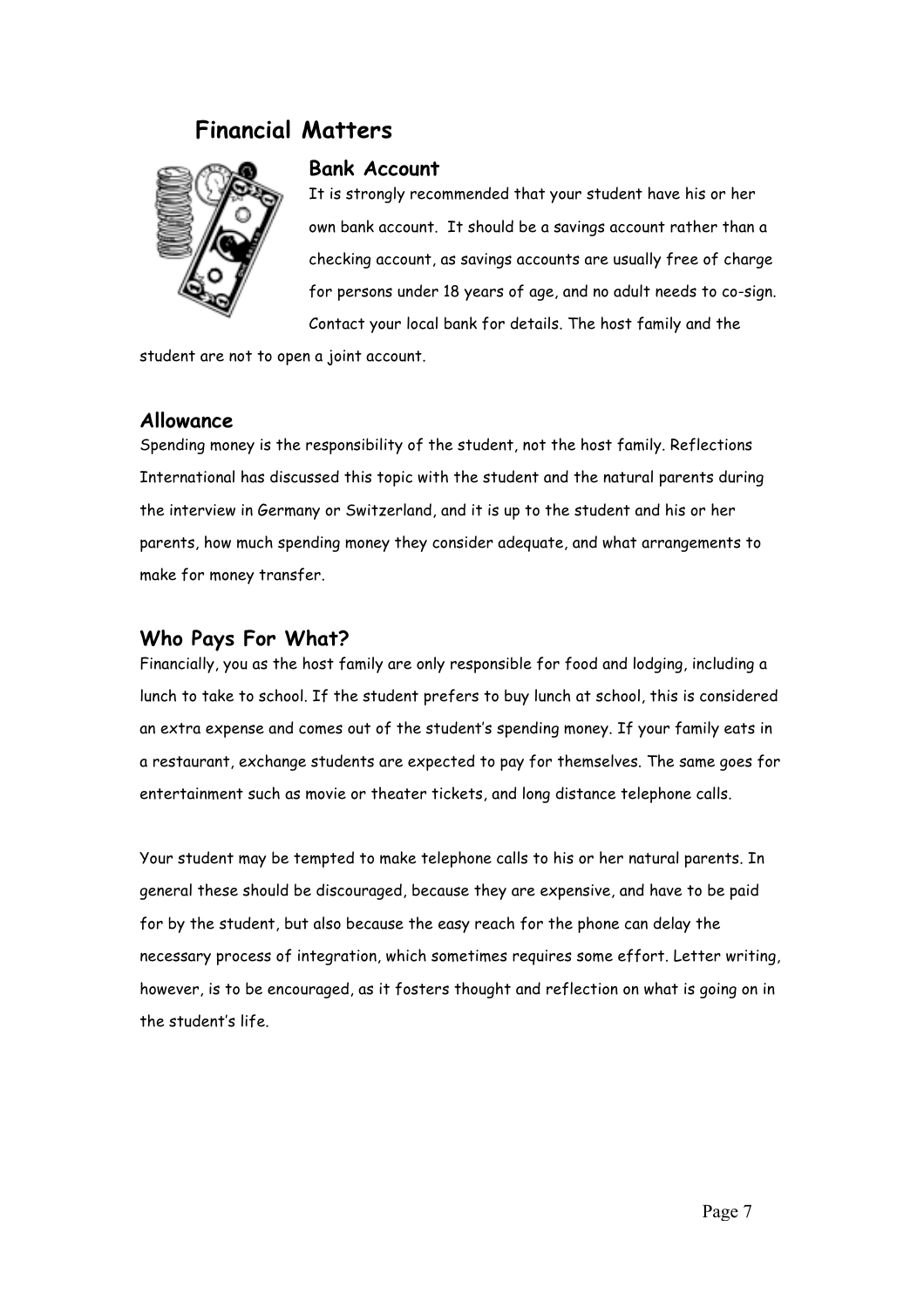# Financial Matters

## Bank Account

It is strongly recommended that your student have his or her own bank account. It should be a savings account rather than a checking account, as savings accounts are usually free of charge for persons under 18 years of age, and no adult needs to co-sign. Contact your local bank for details. The host family and the student are not to open a joint account.

## Allowance

Spending money is the responsibility of the student, not the host family. Reflections International has discussed this topic with the student and the natural parents during the interview in Germany or Switzerland, and it is up to the student and his or her parents, how much spending money they consider adequate, and what arrangements to make for money transfer.

## Who Pays For What?

Financially, you as the host family are only responsible for food and lodging, including a lunch to take to school. If the student prefers to buy lunch at school, this is considered an extra expense and comes out of the student's spending money. If your family eats in a restaurant, exchange students are expected to pay for themselves. The same goes for entertainment such as movie or theater tickets, and long distance telephone calls.

Your student may be tempted to make telephone calls to his or her natural parents. In general these should be discouraged, because they are expensive, and have to be paid for by the student, but also because the easy reach for the phone can delay the necessary process of integration, which sometimes requires some effort. Letter writing, however, is to be encouraged, as it fosters thought and reflection on what is going on in the student's life.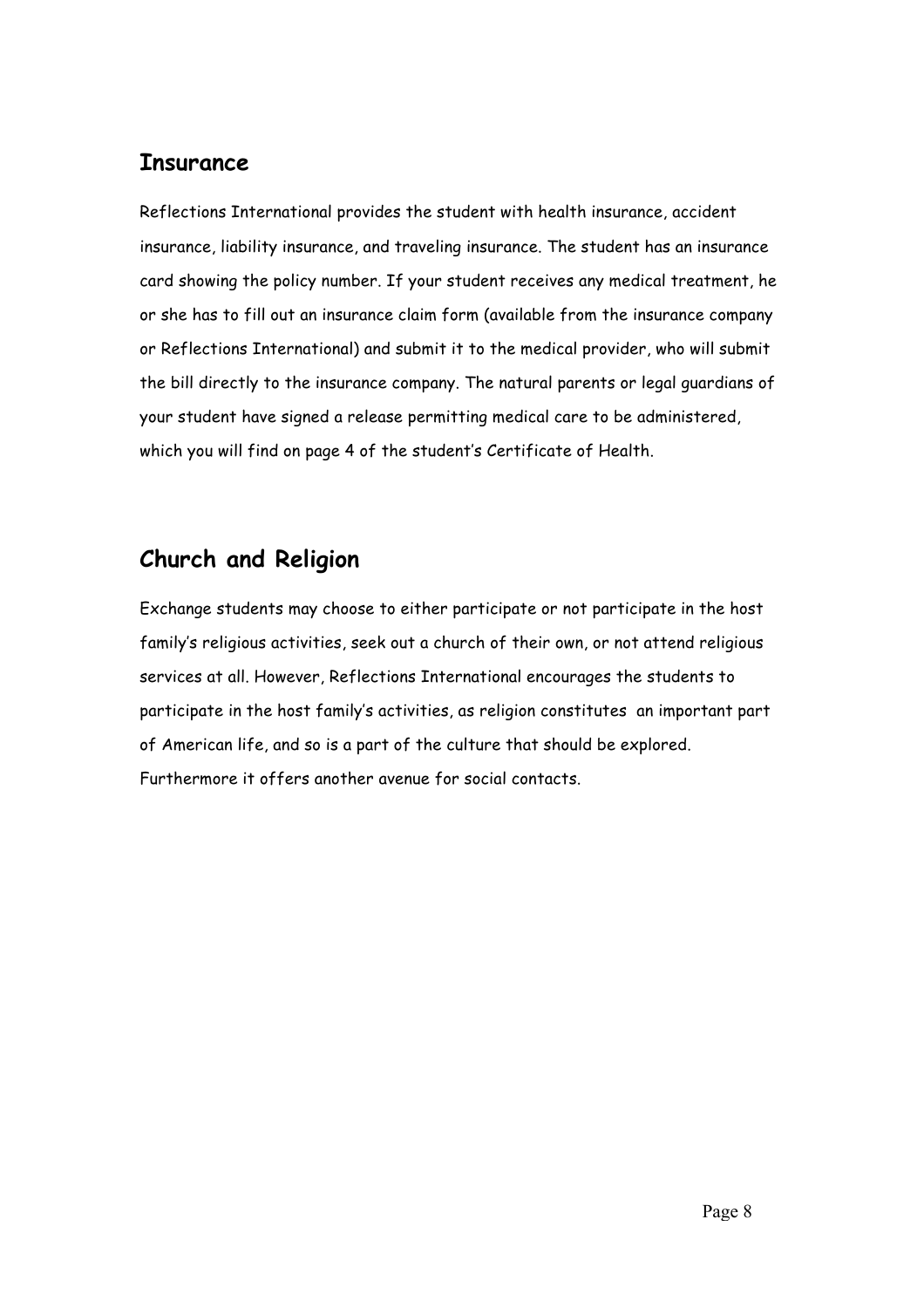## Insurance

Reflections International provides the student with health insurance, accident insurance, liability insurance, and traveling insurance. The student has an insurance card showing the policy number. If your student receives any medical treatment, he or she has to fill out an insurance claim form (available from the insurance company or Reflections International) and submit it to the medical provider, who will submit the bill directly to the insurance company. The natural parents or legal guardians of your student have signed a release permitting medical care to be administered, which you will find on page 4 of the student's Certificate of Health.

## Church and Religion

Exchange students may choose to either participate or not participate in the host family's religious activities, seek out a church of their own, or not attend religious services at all. However, Reflections International encourages the students to participate in the host family's activities, as religion constitutes an important part of American life, and so is a part of the culture that should be explored. Furthermore it offers another avenue for social contacts.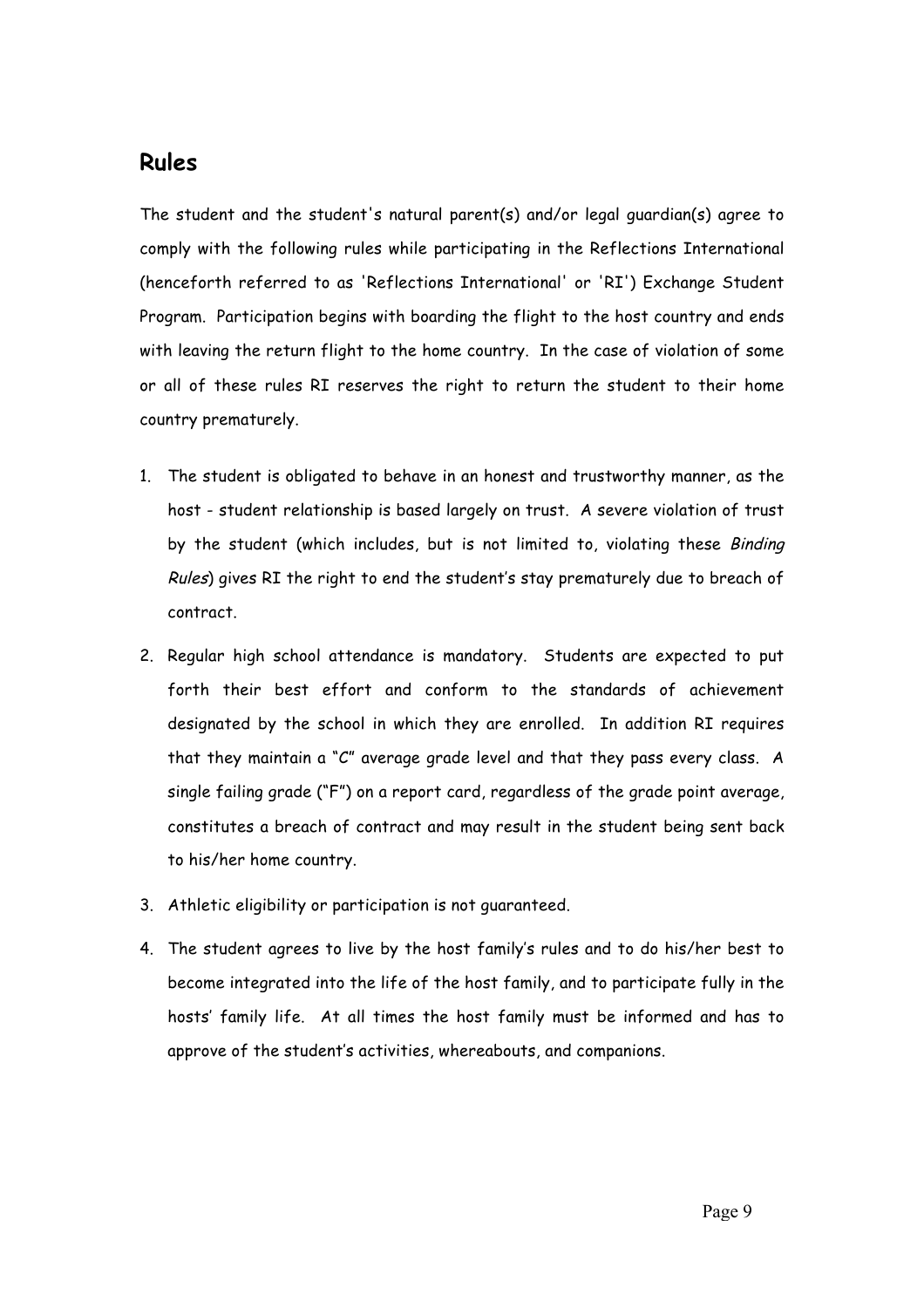## Rules

The student and the student's natural parent(s) and/or legal guardian(s) agree to comply with the following rules while participating in the Reflections International (henceforth referred to as 'Reflections International' or 'RI') Exchange Student Program. Participation begins with boarding the flight to the host country and ends with leaving the return flight to the home country. In the case of violation of some or all of these rules RI reserves the right to return the student to their home country prematurely.

1. The student is obligated to behave in an honest and trustworthy manner, as the host - student relationship is based largely on trust. A severe violation of trust by the student (which includes, but is not limited to, violating these *Binding Rules*) gives RI the right to end the student's stay prematurely due to breach of contract.
2. Regular high school attendance is mandatory. Students are expected to put forth their best effort and conform to the standards of achievement designated by the school in which they are enrolled. In addition RI requires that they maintain a "C" average grade level and that they pass every class. A single failing grade ("F") on a report card, regardless of the grade point average, constitutes a breach of contract and may result in the student being sent back to his/her home country.
3. Athletic eligibility or participation is not guaranteed.
4. The student agrees to live by the host family's rules and to do his/her best to become integrated into the life of the host family, and to participate fully in the hosts' family life. At all times the host family must be informed and has to approve of the student's activities, whereabouts, and companions.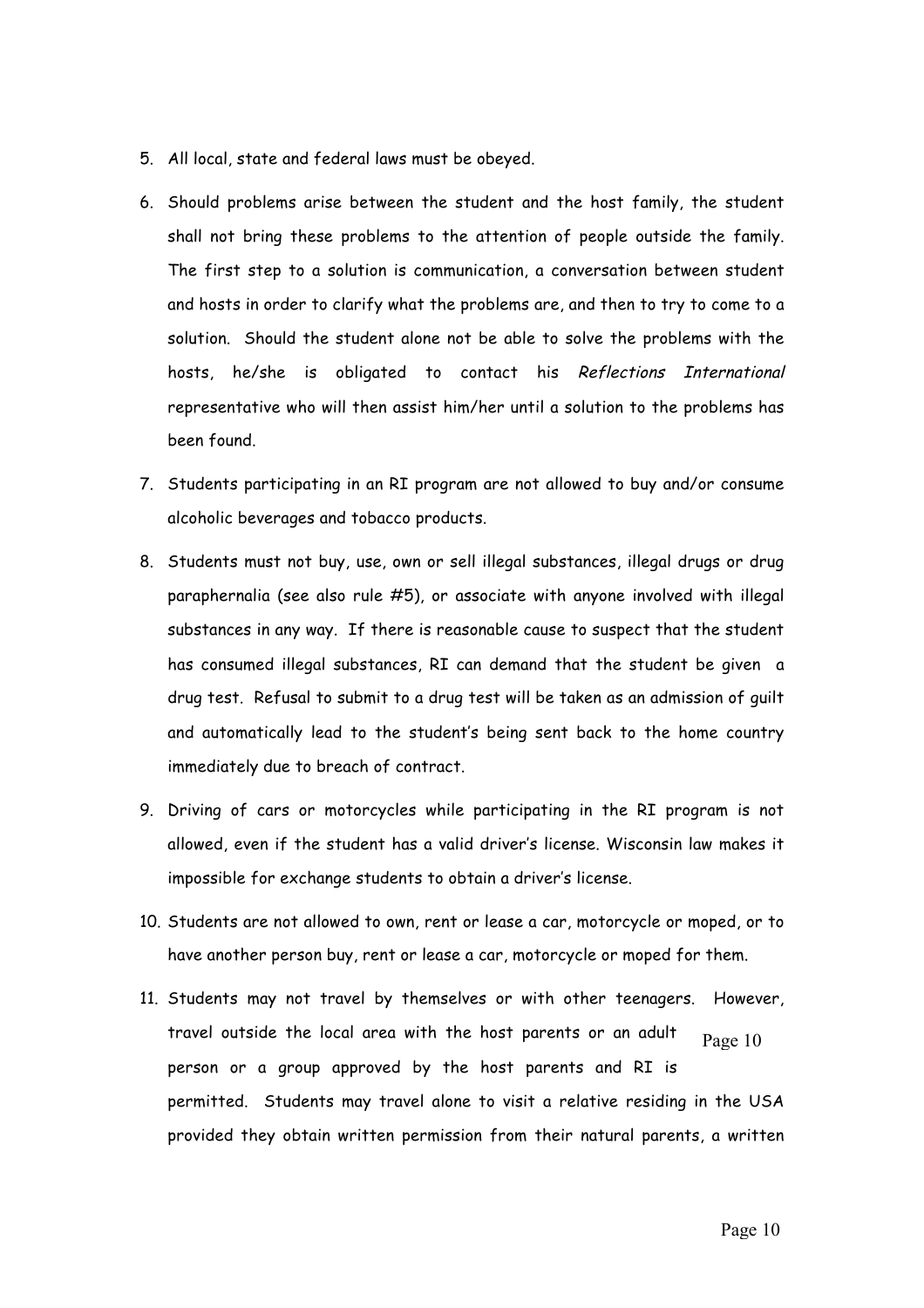5. All local, state and federal laws must be obeyed.

6. Should problems arise between the student and the host family, the student shall not bring these problems to the attention of people outside the family. The first step to a solution is communication, a conversation between student and hosts in order to clarify what the problems are, and then to try to come to a solution. Should the student alone not be able to solve the problems with the hosts, he/she is obligated to contact his *Reflections International* representative who will then assist him/her until a solution to the problems has been found.

7. Students participating in an RI program are not allowed to buy and/or consume alcoholic beverages and tobacco products.

8. Students must not buy, use, own or sell illegal substances, illegal drugs or drug paraphernalia (see also rule #5), or associate with anyone involved with illegal substances in any way. If there is reasonable cause to suspect that the student has consumed illegal substances, RI can demand that the student be given a drug test. Refusal to submit to a drug test will be taken as an admission of guilt and automatically lead to the student's being sent back to the home country immediately due to breach of contract.

9. Driving of cars or motorcycles while participating in the RI program is not allowed, even if the student has a valid driver's license. Wisconsin law makes it impossible for exchange students to obtain a driver's license.

10. Students are not allowed to own, rent or lease a car, motorcycle or moped, or to have another person buy, rent or lease a car, motorcycle or moped for them.

11. Students may not travel by themselves or with other teenagers. However, travel outside the local area with the host parents or an adult person or a group approved by the host parents and RI is permitted. Students may travel alone to visit a relative residing in the USA provided they obtain written permission from their natural parents, a written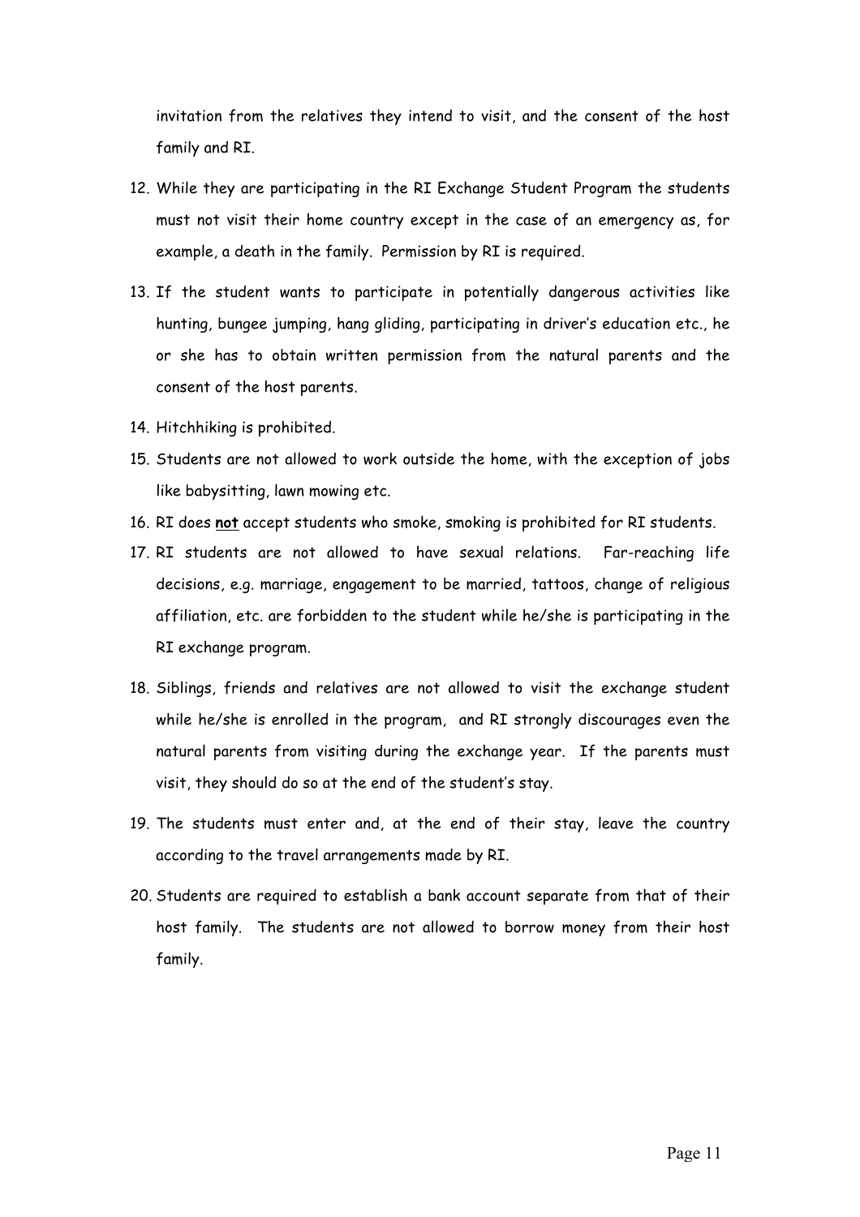invitation from the relatives they intend to visit, and the consent of the host family and RI.

12. While they are participating in the RI Exchange Student Program the students must not visit their home country except in the case of an emergency as, for example, a death in the family. Permission by RI is required.
13. If the student wants to participate in potentially dangerous activities like hunting, bungee jumping, hang gliding, participating in driver's education etc., he or she has to obtain written permission from the natural parents and the consent of the host parents.
14. Hitchhiking is prohibited.
15. Students are not allowed to work outside the home, with the exception of jobs like babysitting, lawn mowing etc.
16. RI does **not** accept students who smoke, smoking is prohibited for RI students.
17. RI students are not allowed to have sexual relations. Far-reaching life decisions, e.g. marriage, engagement to be married, tattoos, change of religious affiliation, etc. are forbidden to the student while he/she is participating in the RI exchange program.
18. Siblings, friends and relatives are not allowed to visit the exchange student while he/she is enrolled in the program, and RI strongly discourages even the natural parents from visiting during the exchange year. If the parents must visit, they should do so at the end of the student's stay.
19. The students must enter and, at the end of their stay, leave the country according to the travel arrangements made by RI.
20. Students are required to establish a bank account separate from that of their host family. The students are not allowed to borrow money from their host family.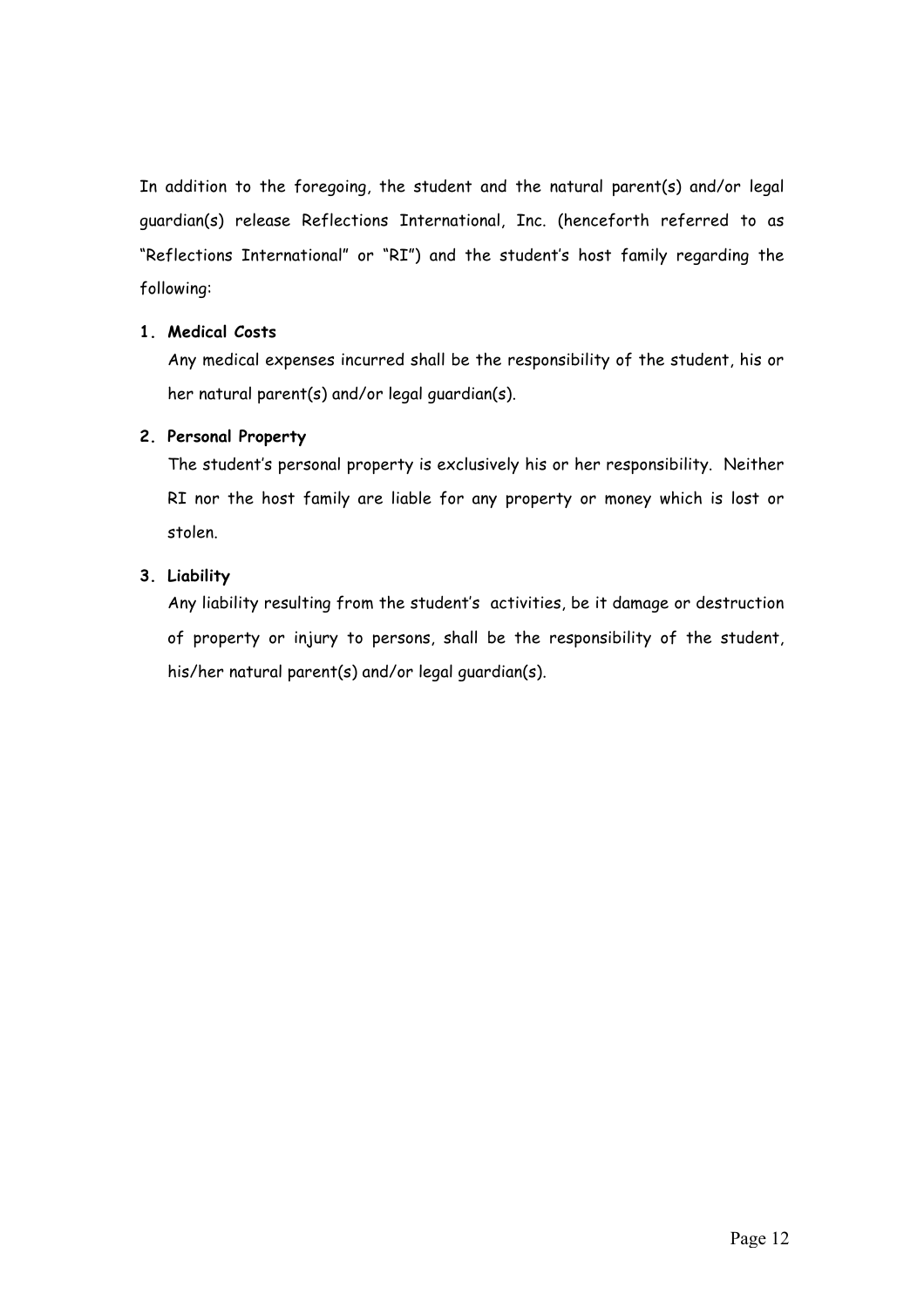In addition to the foregoing, the student and the natural parent(s) and/or legal guardian(s) release Reflections International, Inc. (henceforth referred to as "Reflections International" or "RI") and the student's host family regarding the following:

1. **Medical Costs**

   Any medical expenses incurred shall be the responsibility of the student, his or her natural parent(s) and/or legal guardian(s).

2. **Personal Property**

   The student's personal property is exclusively his or her responsibility. Neither RI nor the host family are liable for any property or money which is lost or stolen.

3. **Liability**

   Any liability resulting from the student's activities, be it damage or destruction of property or injury to persons, shall be the responsibility of the student, his/her natural parent(s) and/or legal guardian(s).